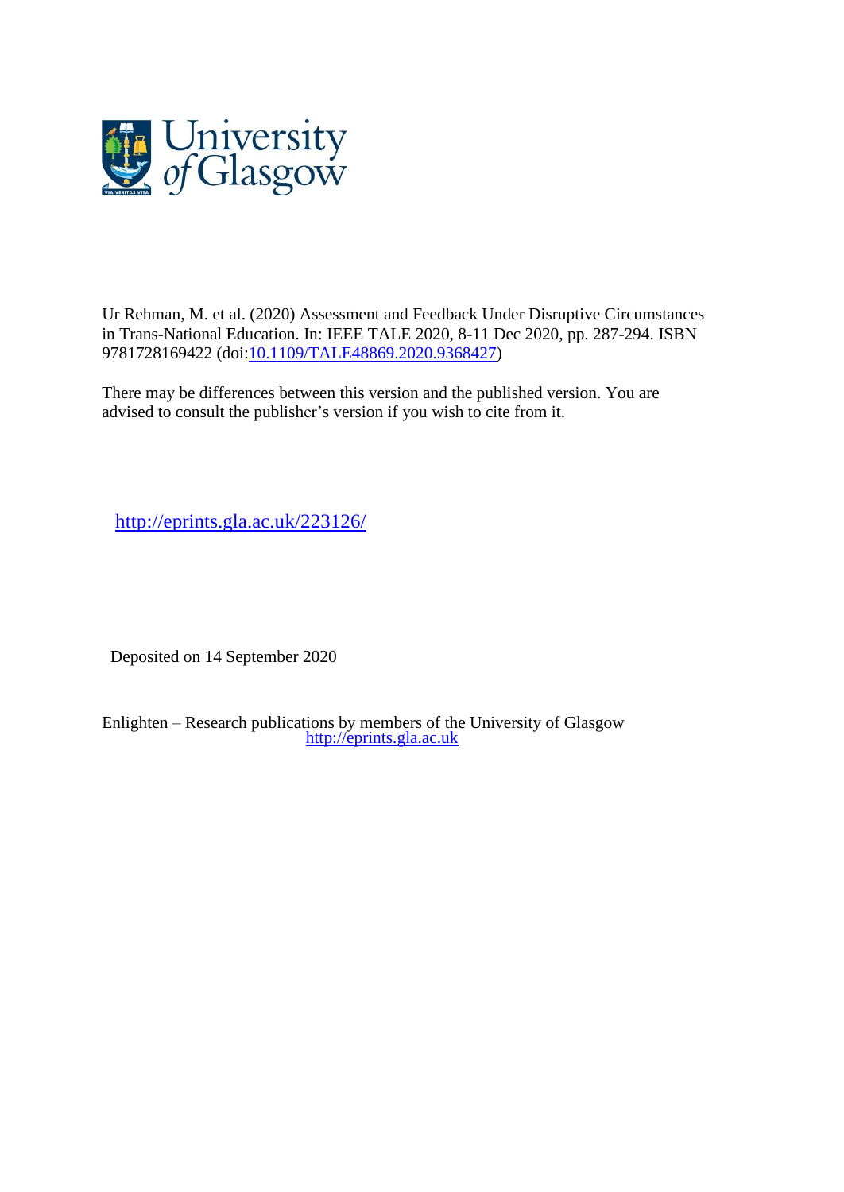Ur Rehman, M. et al. (2020) Assessment and Feedback Under Disruptive Circumstances in Trans-National Education. In: IEEE TALE 2020, 8-11 Dec 2020, pp. 287-294. ISBN 9781728169422 (doi:10.1109/TALE48869.2020.9368427)

There may be differences between this version and the published version. You are advised to consult the publisher's version if you wish to cite from it.

http://eprints.gla.ac.uk/223126/

Deposited on 14 September 2020

Enlighten – Research publications by members of the University of Glasgow
http://eprints.gla.ac.uk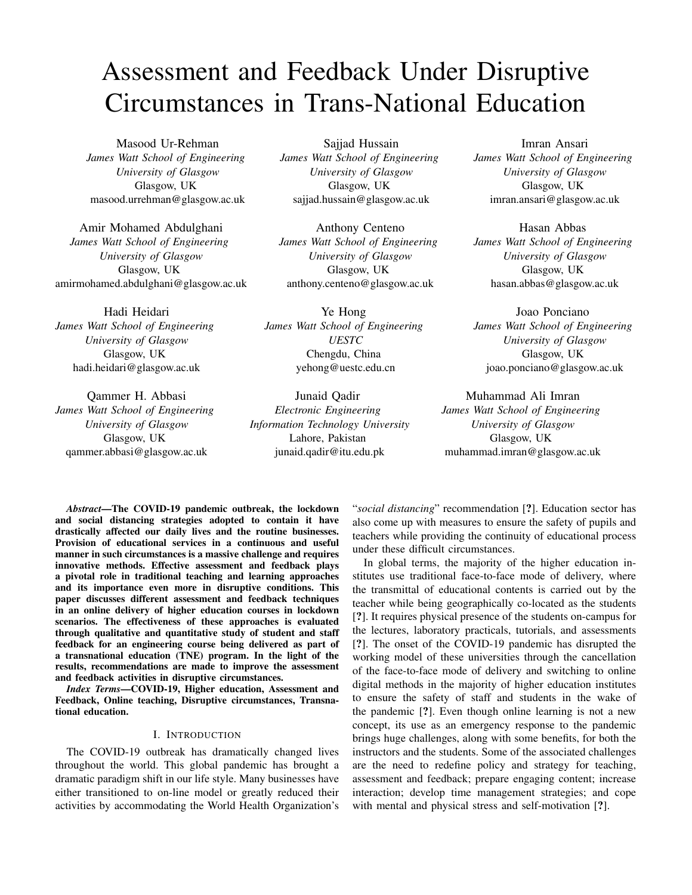# Assessment and Feedback Under Disruptive Circumstances in Trans-National Education

Masood Ur-Rehman
*James Watt School of Engineering*
*University of Glasgow*
Glasgow, UK
masood.urrehman@glasgow.ac.uk

Sajjad Hussain
*James Watt School of Engineering*
*University of Glasgow*
Glasgow, UK
sajjad.hussain@glasgow.ac.uk

Imran Ansari
*James Watt School of Engineering*
*University of Glasgow*
Glasgow, UK
imran.ansari@glasgow.ac.uk

Amir Mohamed Abdulghani
*James Watt School of Engineering*
*University of Glasgow*
Glasgow, UK
amirmohamed.abdulghani@glasgow.ac.uk

Anthony Centeno
*James Watt School of Engineering*
*University of Glasgow*
Glasgow, UK
anthony.centeno@glasgow.ac.uk

Hasan Abbas
*James Watt School of Engineering*
*University of Glasgow*
Glasgow, UK
hasan.abbas@glasgow.ac.uk

Hadi Heidari
*James Watt School of Engineering*
*University of Glasgow*
Glasgow, UK
hadi.heidari@glasgow.ac.uk

Ye Hong
*James Watt School of Engineering*
*UESTC*
Chengdu, China
yehong@uestc.edu.cn

Joao Ponciano
*James Watt School of Engineering*
*University of Glasgow*
Glasgow, UK
joao.ponciano@glasgow.ac.uk

Qammer H. Abbasi
*James Watt School of Engineering*
*University of Glasgow*
Glasgow, UK
qammer.abbasi@glasgow.ac.uk

Junaid Qadir
*Electronic Engineering*
*Information Technology University*
Lahore, Pakistan
junaid.qadir@itu.edu.pk

Muhammad Ali Imran
*James Watt School of Engineering*
*University of Glasgow*
Glasgow, UK
muhammad.imran@glasgow.ac.uk

***Abstract*—The COVID-19 pandemic outbreak, the lockdown and social distancing strategies adopted to contain it have drastically affected our daily lives and the routine businesses. Provision of educational services in a continuous and useful manner in such circumstances is a massive challenge and requires innovative methods. Effective assessment and feedback plays a pivotal role in traditional teaching and learning approaches and its importance even more in disruptive conditions. This paper discusses different assessment and feedback techniques in an online delivery of higher education courses in lockdown scenarios. The effectiveness of these approaches is evaluated through qualitative and quantitative study of student and staff feedback for an engineering course being delivered as part of a transnational education (TNE) program. In the light of the results, recommendations are made to improve the assessment and feedback activities in disruptive circumstances.**

***Index Terms*—COVID-19, Higher education, Assessment and Feedback, Online teaching, Disruptive circumstances, Transnational education.**

## I. Introduction

The COVID-19 outbreak has dramatically changed lives throughout the world. This global pandemic has brought a dramatic paradigm shift in our life style. Many businesses have either transitioned to on-line model or greatly reduced their activities by accommodating the World Health Organization's "*social distancing*" recommendation [**?**]. Education sector has also come up with measures to ensure the safety of pupils and teachers while providing the continuity of educational process under these difficult circumstances.

In global terms, the majority of the higher education institutes use traditional face-to-face mode of delivery, where the transmittal of educational contents is carried out by the teacher while being geographically co-located as the students [**?**]. It requires physical presence of the students on-campus for the lectures, laboratory practicals, tutorials, and assessments [**?**]. The onset of the COVID-19 pandemic has disrupted the working model of these universities through the cancellation of the face-to-face mode of delivery and switching to online digital methods in the majority of higher education institutes to ensure the safety of staff and students in the wake of the pandemic [**?**]. Even though online learning is not a new concept, its use as an emergency response to the pandemic brings huge challenges, along with some benefits, for both the instructors and the students. Some of the associated challenges are the need to redefine policy and strategy for teaching, assessment and feedback; prepare engaging content; increase interaction; develop time management strategies; and cope with mental and physical stress and self-motivation [**?**].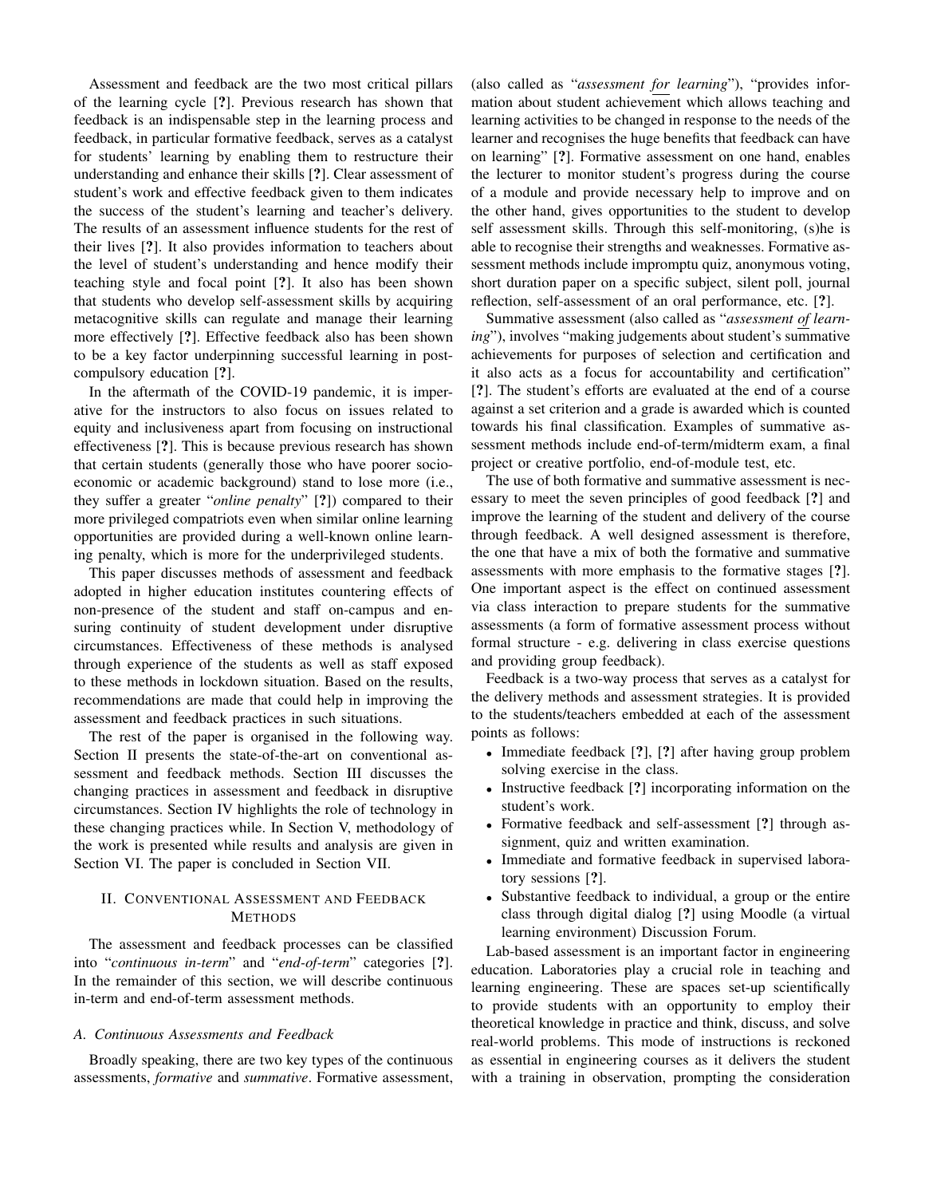Assessment and feedback are the two most critical pillars of the learning cycle [?]. Previous research has shown that feedback is an indispensable step in the learning process and feedback, in particular formative feedback, serves as a catalyst for students' learning by enabling them to restructure their understanding and enhance their skills [?]. Clear assessment of student's work and effective feedback given to them indicates the success of the student's learning and teacher's delivery. The results of an assessment influence students for the rest of their lives [?]. It also provides information to teachers about the level of student's understanding and hence modify their teaching style and focal point [?]. It also has been shown that students who develop self-assessment skills by acquiring metacognitive skills can regulate and manage their learning more effectively [?]. Effective feedback also has been shown to be a key factor underpinning successful learning in post-compulsory education [?].

In the aftermath of the COVID-19 pandemic, it is imperative for the instructors to also focus on issues related to equity and inclusiveness apart from focusing on instructional effectiveness [?]. This is because previous research has shown that certain students (generally those who have poorer socio-economic or academic background) stand to lose more (i.e., they suffer a greater "*online penalty*" [?]) compared to their more privileged compatriots even when similar online learning opportunities are provided during a well-known online learning penalty, which is more for the underprivileged students.

This paper discusses methods of assessment and feedback adopted in higher education institutes countering effects of non-presence of the student and staff on-campus and ensuring continuity of student development under disruptive circumstances. Effectiveness of these methods is analysed through experience of the students as well as staff exposed to these methods in lockdown situation. Based on the results, recommendations are made that could help in improving the assessment and feedback practices in such situations.

The rest of the paper is organised in the following way. Section II presents the state-of-the-art on conventional assessment and feedback methods. Section III discusses the changing practices in assessment and feedback in disruptive circumstances. Section IV highlights the role of technology in these changing practices while. In Section V, methodology of the work is presented while results and analysis are given in Section VI. The paper is concluded in Section VII.

## II. Conventional Assessment and Feedback Methods

The assessment and feedback processes can be classified into "*continuous in-term*" and "*end-of-term*" categories [?]. In the remainder of this section, we will describe continuous in-term and end-of-term assessment methods.

### A. Continuous Assessments and Feedback

Broadly speaking, there are two key types of the continuous assessments, *formative* and *summative*. Formative assessment, (also called as "*assessment for learning*"), "provides information about student achievement which allows teaching and learning activities to be changed in response to the needs of the learner and recognises the huge benefits that feedback can have on learning" [?]. Formative assessment on one hand, enables the lecturer to monitor student's progress during the course of a module and provide necessary help to improve and on the other hand, gives opportunities to the student to develop self assessment skills. Through this self-monitoring, (s)he is able to recognise their strengths and weaknesses. Formative assessment methods include impromptu quiz, anonymous voting, short duration paper on a specific subject, silent poll, journal reflection, self-assessment of an oral performance, etc. [?].

Summative assessment (also called as "*assessment of learning*"), involves "making judgements about student's summative achievements for purposes of selection and certification and it also acts as a focus for accountability and certification" [?]. The student's efforts are evaluated at the end of a course against a set criterion and a grade is awarded which is counted towards his final classification. Examples of summative assessment methods include end-of-term/midterm exam, a final project or creative portfolio, end-of-module test, etc.

The use of both formative and summative assessment is necessary to meet the seven principles of good feedback [?] and improve the learning of the student and delivery of the course through feedback. A well designed assessment is therefore, the one that have a mix of both the formative and summative assessments with more emphasis to the formative stages [?]. One important aspect is the effect on continued assessment via class interaction to prepare students for the summative assessments (a form of formative assessment process without formal structure - e.g. delivering in class exercise questions and providing group feedback).

Feedback is a two-way process that serves as a catalyst for the delivery methods and assessment strategies. It is provided to the students/teachers embedded at each of the assessment points as follows:

- Immediate feedback [?], [?] after having group problem solving exercise in the class.
- Instructive feedback [?] incorporating information on the student's work.
- Formative feedback and self-assessment [?] through assignment, quiz and written examination.
- Immediate and formative feedback in supervised laboratory sessions [?].
- Substantive feedback to individual, a group or the entire class through digital dialog [?] using Moodle (a virtual learning environment) Discussion Forum.

Lab-based assessment is an important factor in engineering education. Laboratories play a crucial role in teaching and learning engineering. These are spaces set-up scientifically to provide students with an opportunity to employ their theoretical knowledge in practice and think, discuss, and solve real-world problems. This mode of instructions is reckoned as essential in engineering courses as it delivers the student with a training in observation, prompting the consideration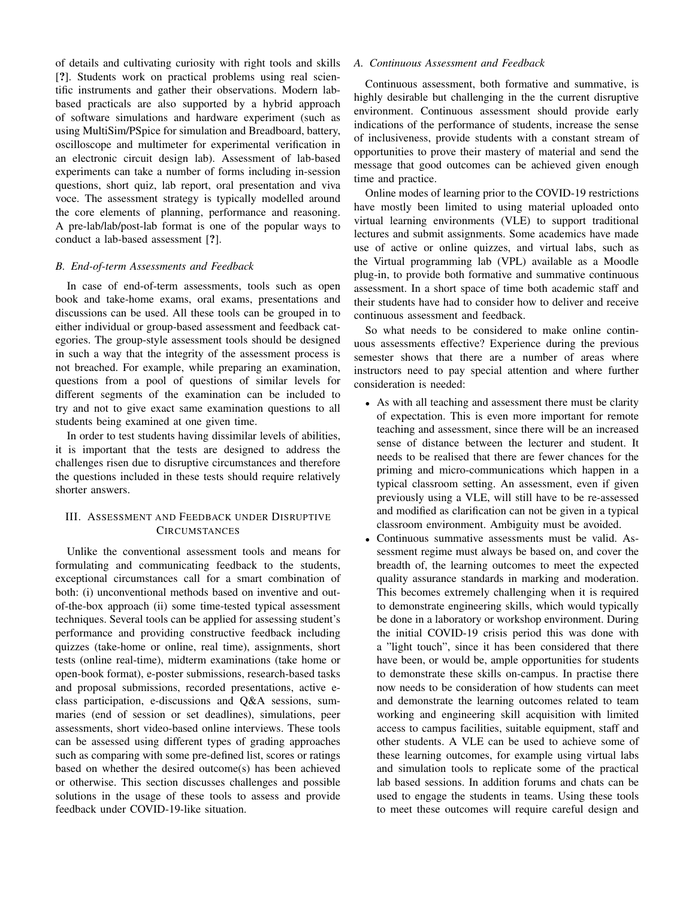of details and cultivating curiosity with right tools and skills [?]. Students work on practical problems using real scientific instruments and gather their observations. Modern lab-based practicals are also supported by a hybrid approach of software simulations and hardware experiment (such as using MultiSim/PSpice for simulation and Breadboard, battery, oscilloscope and multimeter for experimental verification in an electronic circuit design lab). Assessment of lab-based experiments can take a number of forms including in-session questions, short quiz, lab report, oral presentation and viva voce. The assessment strategy is typically modelled around the core elements of planning, performance and reasoning. A pre-lab/lab/post-lab format is one of the popular ways to conduct a lab-based assessment [?].

### *B. End-of-term Assessments and Feedback*

In case of end-of-term assessments, tools such as open book and take-home exams, oral exams, presentations and discussions can be used. All these tools can be grouped in to either individual or group-based assessment and feedback categories. The group-style assessment tools should be designed in such a way that the integrity of the assessment process is not breached. For example, while preparing an examination, questions from a pool of questions of similar levels for different segments of the examination can be included to try and not to give exact same examination questions to all students being examined at one given time.

In order to test students having dissimilar levels of abilities, it is important that the tests are designed to address the challenges risen due to disruptive circumstances and therefore the questions included in these tests should require relatively shorter answers.

## III. Assessment and Feedback under Disruptive Circumstances

Unlike the conventional assessment tools and means for formulating and communicating feedback to the students, exceptional circumstances call for a smart combination of both: (i) unconventional methods based on inventive and out-of-the-box approach (ii) some time-tested typical assessment techniques. Several tools can be applied for assessing student's performance and providing constructive feedback including quizzes (take-home or online, real time), assignments, short tests (online real-time), midterm examinations (take home or open-book format), e-poster submissions, research-based tasks and proposal submissions, recorded presentations, active e-class participation, e-discussions and Q&A sessions, summaries (end of session or set deadlines), simulations, peer assessments, short video-based online interviews. These tools can be assessed using different types of grading approaches such as comparing with some pre-defined list, scores or ratings based on whether the desired outcome(s) has been achieved or otherwise. This section discusses challenges and possible solutions in the usage of these tools to assess and provide feedback under COVID-19-like situation.

### *A. Continuous Assessment and Feedback*

Continuous assessment, both formative and summative, is highly desirable but challenging in the the current disruptive environment. Continuous assessment should provide early indications of the performance of students, increase the sense of inclusiveness, provide students with a constant stream of opportunities to prove their mastery of material and send the message that good outcomes can be achieved given enough time and practice.

Online modes of learning prior to the COVID-19 restrictions have mostly been limited to using material uploaded onto virtual learning environments (VLE) to support traditional lectures and submit assignments. Some academics have made use of active or online quizzes, and virtual labs, such as the Virtual programming lab (VPL) available as a Moodle plug-in, to provide both formative and summative continuous assessment. In a short space of time both academic staff and their students have had to consider how to deliver and receive continuous assessment and feedback.

So what needs to be considered to make online continuous assessments effective? Experience during the previous semester shows that there are a number of areas where instructors need to pay special attention and where further consideration is needed:

- As with all teaching and assessment there must be clarity of expectation. This is even more important for remote teaching and assessment, since there will be an increased sense of distance between the lecturer and student. It needs to be realised that there are fewer chances for the priming and micro-communications which happen in a typical classroom setting. An assessment, even if given previously using a VLE, will still have to be re-assessed and modified as clarification can not be given in a typical classroom environment. Ambiguity must be avoided.
- Continuous summative assessments must be valid. Assessment regime must always be based on, and cover the breadth of, the learning outcomes to meet the expected quality assurance standards in marking and moderation. This becomes extremely challenging when it is required to demonstrate engineering skills, which would typically be done in a laboratory or workshop environment. During the initial COVID-19 crisis period this was done with a "light touch", since it has been considered that there have been, or would be, ample opportunities for students to demonstrate these skills on-campus. In practise there now needs to be consideration of how students can meet and demonstrate the learning outcomes related to team working and engineering skill acquisition with limited access to campus facilities, suitable equipment, staff and other students. A VLE can be used to achieve some of these learning outcomes, for example using virtual labs and simulation tools to replicate some of the practical lab based sessions. In addition forums and chats can be used to engage the students in teams. Using these tools to meet these outcomes will require careful design and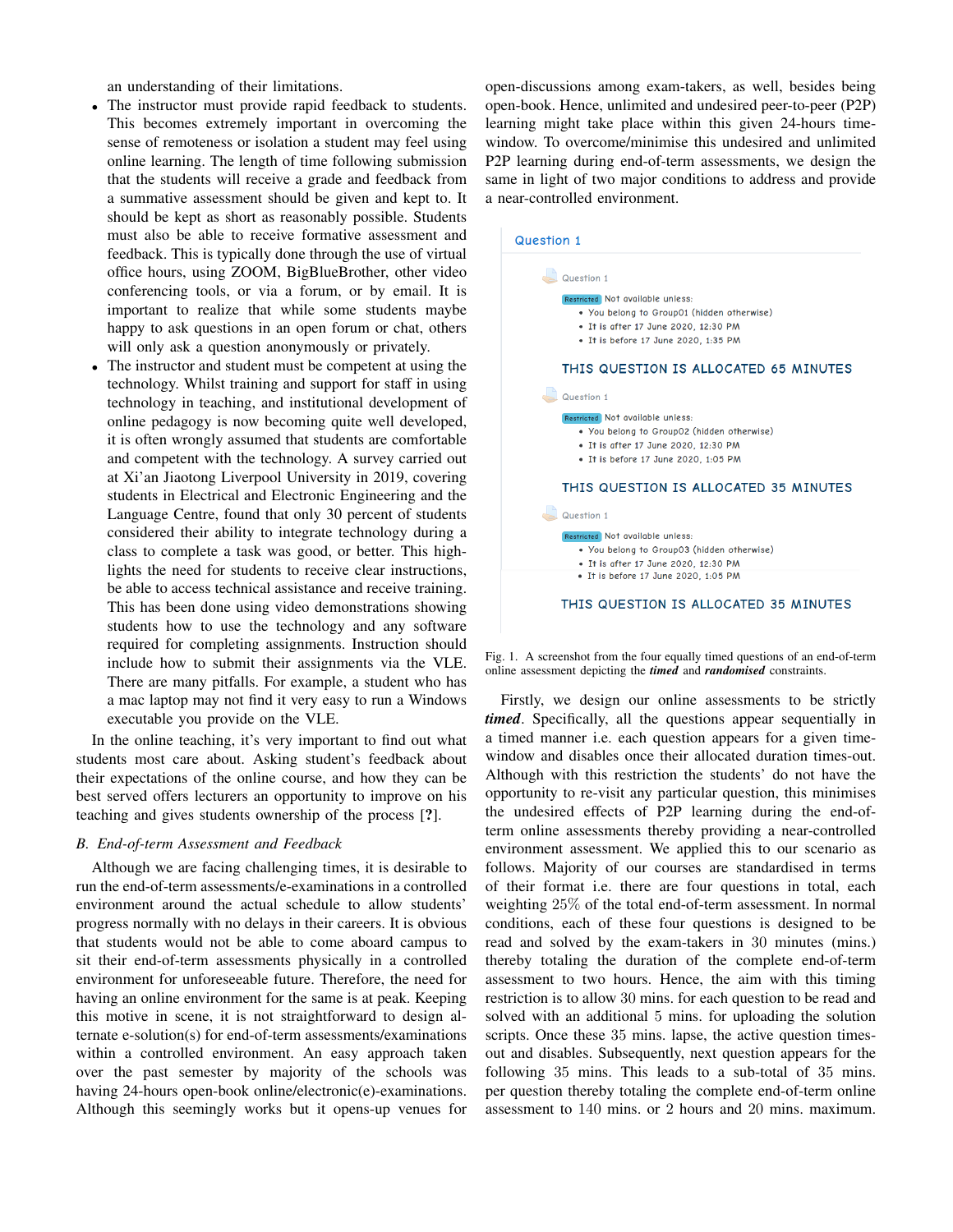an understanding of their limitations.

- The instructor must provide rapid feedback to students. This becomes extremely important in overcoming the sense of remoteness or isolation a student may feel using online learning. The length of time following submission that the students will receive a grade and feedback from a summative assessment should be given and kept to. It should be kept as short as reasonably possible. Students must also be able to receive formative assessment and feedback. This is typically done through the use of virtual office hours, using ZOOM, BigBlueBrother, other video conferencing tools, or via a forum, or by email. It is important to realize that while some students maybe happy to ask questions in an open forum or chat, others will only ask a question anonymously or privately.
- The instructor and student must be competent at using the technology. Whilst training and support for staff in using technology in teaching, and institutional development of online pedagogy is now becoming quite well developed, it is often wrongly assumed that students are comfortable and competent with the technology. A survey carried out at Xi'an Jiaotong Liverpool University in 2019, covering students in Electrical and Electronic Engineering and the Language Centre, found that only 30 percent of students considered their ability to integrate technology during a class to complete a task was good, or better. This highlights the need for students to receive clear instructions, be able to access technical assistance and receive training. This has been done using video demonstrations showing students how to use the technology and any software required for completing assignments. Instruction should include how to submit their assignments via the VLE. There are many pitfalls. For example, a student who has a mac laptop may not find it very easy to run a Windows executable you provide on the VLE.

In the online teaching, it's very important to find out what students most care about. Asking student's feedback about their expectations of the online course, and how they can be best served offers lecturers an opportunity to improve on his teaching and gives students ownership of the process [?].

### B. End-of-term Assessment and Feedback

Although we are facing challenging times, it is desirable to run the end-of-term assessments/e-examinations in a controlled environment around the actual schedule to allow students' progress normally with no delays in their careers. It is obvious that students would not be able to come aboard campus to sit their end-of-term assessments physically in a controlled environment for unforeseeable future. Therefore, the need for having an online environment for the same is at peak. Keeping this motive in scene, it is not straightforward to design alternate e-solution(s) for end-of-term assessments/examinations within a controlled environment. An easy approach taken over the past semester by majority of the schools was having 24-hours open-book online/electronic(e)-examinations. Although this seemingly works but it opens-up venues for open-discussions among exam-takers, as well, besides being open-book. Hence, unlimited and undesired peer-to-peer (P2P) learning might take place within this given 24-hours time-window. To overcome/minimise this undesired and unlimited P2P learning during end-of-term assessments, we design the same in light of two major conditions to address and provide a near-controlled environment.

Question 1

Question 1

Restricted Not available unless:
- You belong to Group01 (hidden otherwise)
- It is after 17 June 2020, 12:30 PM
- It is before 17 June 2020, 1:35 PM

THIS QUESTION IS ALLOCATED 65 MINUTES

Question 1

Restricted Not available unless:
- You belong to Group02 (hidden otherwise)
- It is after 17 June 2020, 12:30 PM
- It is before 17 June 2020, 1:05 PM

THIS QUESTION IS ALLOCATED 35 MINUTES

Question 1

Restricted Not available unless:
- You belong to Group03 (hidden otherwise)
- It is after 17 June 2020, 12:30 PM
- It is before 17 June 2020, 1:05 PM

THIS QUESTION IS ALLOCATED 35 MINUTES

Fig. 1. A screenshot from the four equally timed questions of an end-of-term online assessment depicting the ***timed*** and ***randomised*** constraints.

Firstly, we design our online assessments to be strictly ***timed***. Specifically, all the questions appear sequentially in a timed manner i.e. each question appears for a given time-window and disables once their allocated duration times-out. Although with this restriction the students' do not have the opportunity to re-visit any particular question, this minimises the undesired effects of P2P learning during the end-of-term online assessments thereby providing a near-controlled environment assessment. We applied this to our scenario as follows. Majority of our courses are standardised in terms of their format i.e. there are four questions in total, each weighting 25% of the total end-of-term assessment. In normal conditions, each of these four questions is designed to be read and solved by the exam-takers in 30 minutes (mins.) thereby totaling the duration of the complete end-of-term assessment to two hours. Hence, the aim with this timing restriction is to allow 30 mins. for each question to be read and solved with an additional 5 mins. for uploading the solution scripts. Once these 35 mins. lapse, the active question times-out and disables. Subsequently, next question appears for the following 35 mins. This leads to a sub-total of 35 mins. per question thereby totaling the complete end-of-term online assessment to 140 mins. or 2 hours and 20 mins. maximum.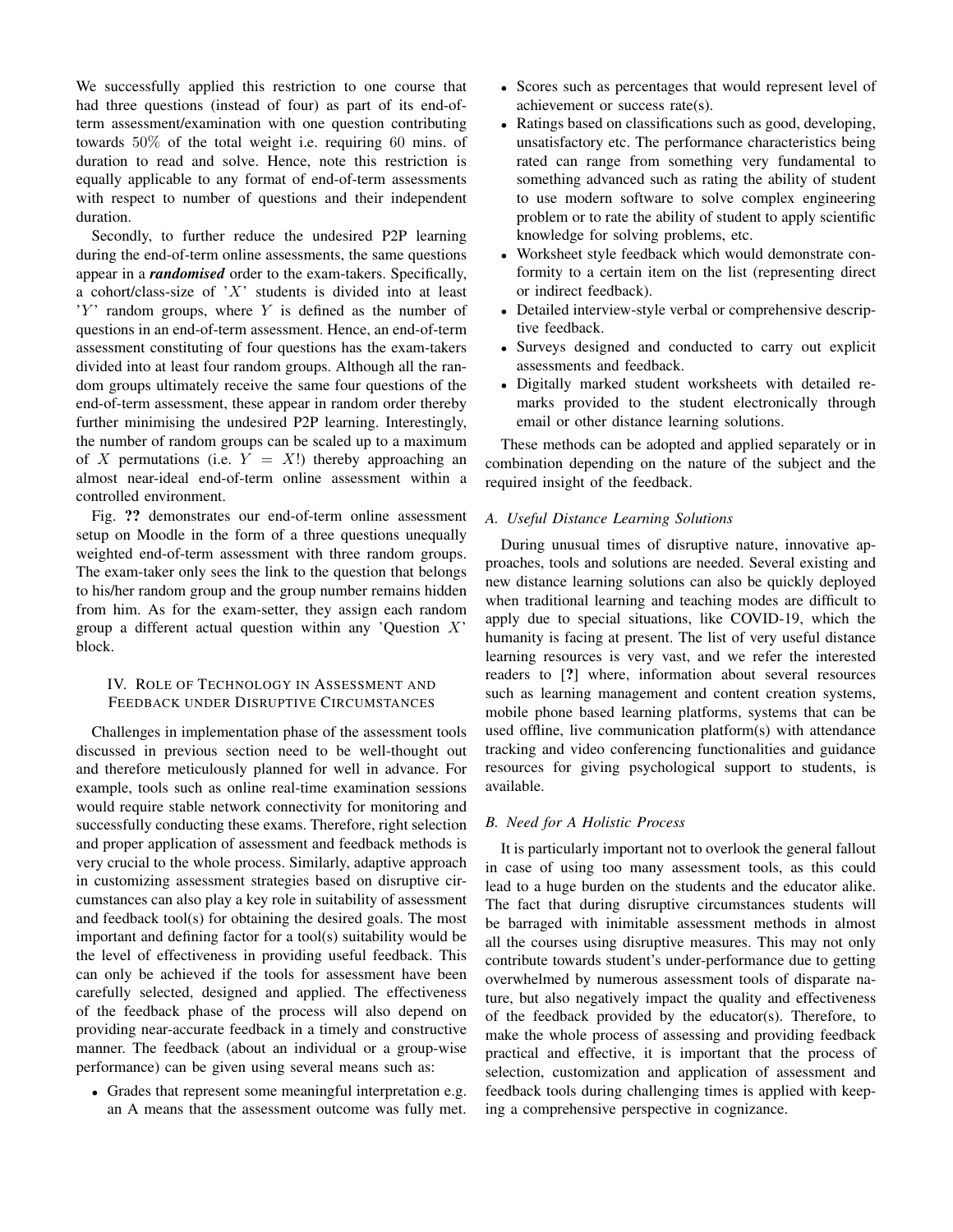We successfully applied this restriction to one course that had three questions (instead of four) as part of its end-of-term assessment/examination with one question contributing towards $50\%$ of the total weight i.e. requiring $60$ mins. of duration to read and solve. Hence, note this restriction is equally applicable to any format of end-of-term assessments with respect to number of questions and their independent duration.

Secondly, to further reduce the undesired P2P learning during the end-of-term online assessments, the same questions appear in a ***randomised*** order to the exam-takers. Specifically, a cohort/class-size of '$X$' students is divided into at least '$Y$' random groups, where $Y$ is defined as the number of questions in an end-of-term assessment. Hence, an end-of-term assessment constituting of four questions has the exam-takers divided into at least four random groups. Although all the random groups ultimately receive the same four questions of the end-of-term assessment, these appear in random order thereby further minimising the undesired P2P learning. Interestingly, the number of random groups can be scaled up to a maximum of $X$ permutations (i.e. $Y = X!$) thereby approaching an almost near-ideal end-of-term online assessment within a controlled environment.

Fig. **??** demonstrates our end-of-term online assessment setup on Moodle in the form of a three questions unequally weighted end-of-term assessment with three random groups. The exam-taker only sees the link to the question that belongs to his/her random group and the group number remains hidden from him. As for the exam-setter, they assign each random group a different actual question within any 'Question $X$' block.

## IV. Role of Technology in Assessment and Feedback under Disruptive Circumstances

Challenges in implementation phase of the assessment tools discussed in previous section need to be well-thought out and therefore meticulously planned for well in advance. For example, tools such as online real-time examination sessions would require stable network connectivity for monitoring and successfully conducting these exams. Therefore, right selection and proper application of assessment and feedback methods is very crucial to the whole process. Similarly, adaptive approach in customizing assessment strategies based on disruptive circumstances can also play a key role in suitability of assessment and feedback tool(s) for obtaining the desired goals. The most important and defining factor for a tool(s) suitability would be the level of effectiveness in providing useful feedback. This can only be achieved if the tools for assessment have been carefully selected, designed and applied. The effectiveness of the feedback phase of the process will also depend on providing near-accurate feedback in a timely and constructive manner. The feedback (about an individual or a group-wise performance) can be given using several means such as:

- Grades that represent some meaningful interpretation e.g. an A means that the assessment outcome was fully met.
- Scores such as percentages that would represent level of achievement or success rate(s).
- Ratings based on classifications such as good, developing, unsatisfactory etc. The performance characteristics being rated can range from something very fundamental to something advanced such as rating the ability of student to use modern software to solve complex engineering problem or to rate the ability of student to apply scientific knowledge for solving problems, etc.
- Worksheet style feedback which would demonstrate conformity to a certain item on the list (representing direct or indirect feedback).
- Detailed interview-style verbal or comprehensive descriptive feedback.
- Surveys designed and conducted to carry out explicit assessments and feedback.
- Digitally marked student worksheets with detailed remarks provided to the student electronically through email or other distance learning solutions.

These methods can be adopted and applied separately or in combination depending on the nature of the subject and the required insight of the feedback.

### A. Useful Distance Learning Solutions

During unusual times of disruptive nature, innovative approaches, tools and solutions are needed. Several existing and new distance learning solutions can also be quickly deployed when traditional learning and teaching modes are difficult to apply due to special situations, like COVID-19, which the humanity is facing at present. The list of very useful distance learning resources is very vast, and we refer the interested readers to [**?**] where, information about several resources such as learning management and content creation systems, mobile phone based learning platforms, systems that can be used offline, live communication platform(s) with attendance tracking and video conferencing functionalities and guidance resources for giving psychological support to students, is available.

### B. Need for A Holistic Process

It is particularly important not to overlook the general fallout in case of using too many assessment tools, as this could lead to a huge burden on the students and the educator alike. The fact that during disruptive circumstances students will be barraged with inimitable assessment methods in almost all the courses using disruptive measures. This may not only contribute towards student's under-performance due to getting overwhelmed by numerous assessment tools of disparate nature, but also negatively impact the quality and effectiveness of the feedback provided by the educator(s). Therefore, to make the whole process of assessing and providing feedback practical and effective, it is important that the process of selection, customization and application of assessment and feedback tools during challenging times is applied with keeping a comprehensive perspective in cognizance.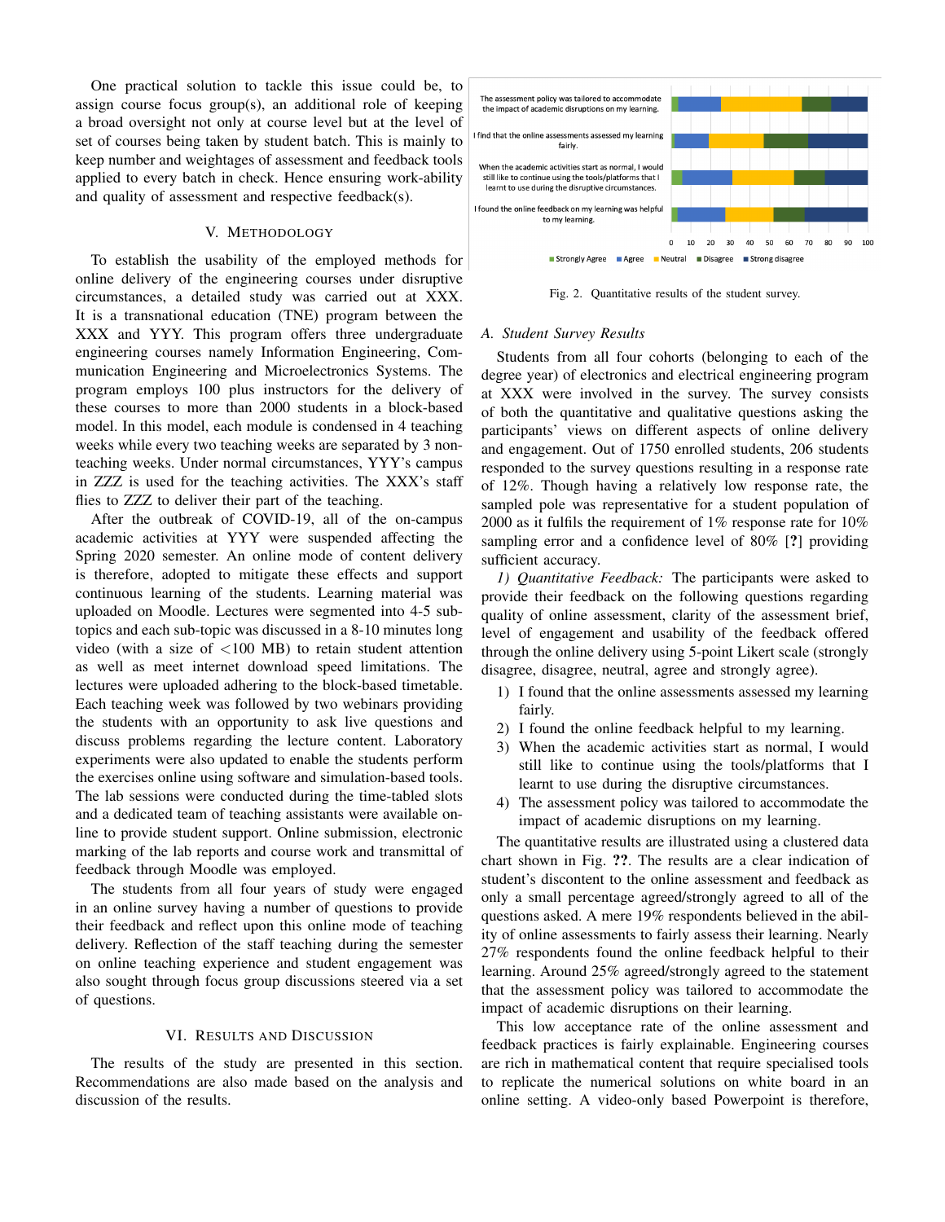One practical solution to tackle this issue could be, to assign course focus group(s), an additional role of keeping a broad oversight not only at course level but at the level of set of courses being taken by student batch. This is mainly to keep number and weightages of assessment and feedback tools applied to every batch in check. Hence ensuring work-ability and quality of assessment and respective feedback(s).

## V. Methodology

To establish the usability of the employed methods for online delivery of the engineering courses under disruptive circumstances, a detailed study was carried out at XXX. It is a transnational education (TNE) program between the XXX and YYY. This program offers three undergraduate engineering courses namely Information Engineering, Communication Engineering and Microelectronics Systems. The program employs 100 plus instructors for the delivery of these courses to more than 2000 students in a block-based model. In this model, each module is condensed in 4 teaching weeks while every two teaching weeks are separated by 3 non-teaching weeks. Under normal circumstances, YYY's campus in ZZZ is used for the teaching activities. The XXX's staff flies to ZZZ to deliver their part of the teaching.

After the outbreak of COVID-19, all of the on-campus academic activities at YYY were suspended affecting the Spring 2020 semester. An online mode of content delivery is therefore, adopted to mitigate these effects and support continuous learning of the students. Learning material was uploaded on Moodle. Lectures were segmented into 4-5 sub-topics and each sub-topic was discussed in a 8-10 minutes long video (with a size of <100 MB) to retain student attention as well as meet internet download speed limitations. The lectures were uploaded adhering to the block-based timetable. Each teaching week was followed by two webinars providing the students with an opportunity to ask live questions and discuss problems regarding the lecture content. Laboratory experiments were also updated to enable the students perform the exercises online using software and simulation-based tools. The lab sessions were conducted during the time-tabled slots and a dedicated team of teaching assistants were available online to provide student support. Online submission, electronic marking of the lab reports and course work and transmittal of feedback through Moodle was employed.

The students from all four years of study were engaged in an online survey having a number of questions to provide their feedback and reflect upon this online mode of teaching delivery. Reflection of the staff teaching during the semester on online teaching experience and student engagement was also sought through focus group discussions steered via a set of questions.

## VI. Results and Discussion

The results of the study are presented in this section. Recommendations are also made based on the analysis and discussion of the results.

| Statement | Strongly Agree | Agree | Neutral | Disagree | Strong disagree |
|---|---|---|---|---|---|
| The assessment policy was tailored to accommodate the impact of academic disruptions on my learning. | | | | | |
| I find that the online assessments assessed my learning fairly. | | | | | |
| When the academic activities start as normal, I would still like to continue using the tools/platforms that I learnt to use during the disruptive circumstances. | | | | | |
| I found the online feedback on my learning was helpful to my learning. | | | | | |

Fig. 2. Quantitative results of the student survey.

### A. Student Survey Results

Students from all four cohorts (belonging to each of the degree year) of electronics and electrical engineering program at XXX were involved in the survey. The survey consists of both the quantitative and qualitative questions asking the participants' views on different aspects of online delivery and engagement. Out of 1750 enrolled students, 206 students responded to the survey questions resulting in a response rate of 12%. Though having a relatively low response rate, the sampled pole was representative for a student population of 2000 as it fulfils the requirement of 1% response rate for 10% sampling error and a confidence level of 80% [?] providing sufficient accuracy.

*1) Quantitative Feedback:* The participants were asked to provide their feedback on the following questions regarding quality of online assessment, clarity of the assessment brief, level of engagement and usability of the feedback offered through the online delivery using 5-point Likert scale (strongly disagree, disagree, neutral, agree and strongly agree).

1) I found that the online assessments assessed my learning fairly.
2) I found the online feedback helpful to my learning.
3) When the academic activities start as normal, I would still like to continue using the tools/platforms that I learnt to use during the disruptive circumstances.
4) The assessment policy was tailored to accommodate the impact of academic disruptions on my learning.

The quantitative results are illustrated using a clustered data chart shown in Fig. **??**. The results are a clear indication of student's discontent to the online assessment and feedback as only a small percentage agreed/strongly agreed to all of the questions asked. A mere 19% respondents believed in the ability of online assessments to fairly assess their learning. Nearly 27% respondents found the online feedback helpful to their learning. Around 25% agreed/strongly agreed to the statement that the assessment policy was tailored to accommodate the impact of academic disruptions on their learning.

This low acceptance rate of the online assessment and feedback practices is fairly explainable. Engineering courses are rich in mathematical content that require specialised tools to replicate the numerical solutions on white board in an online setting. A video-only based Powerpoint is therefore,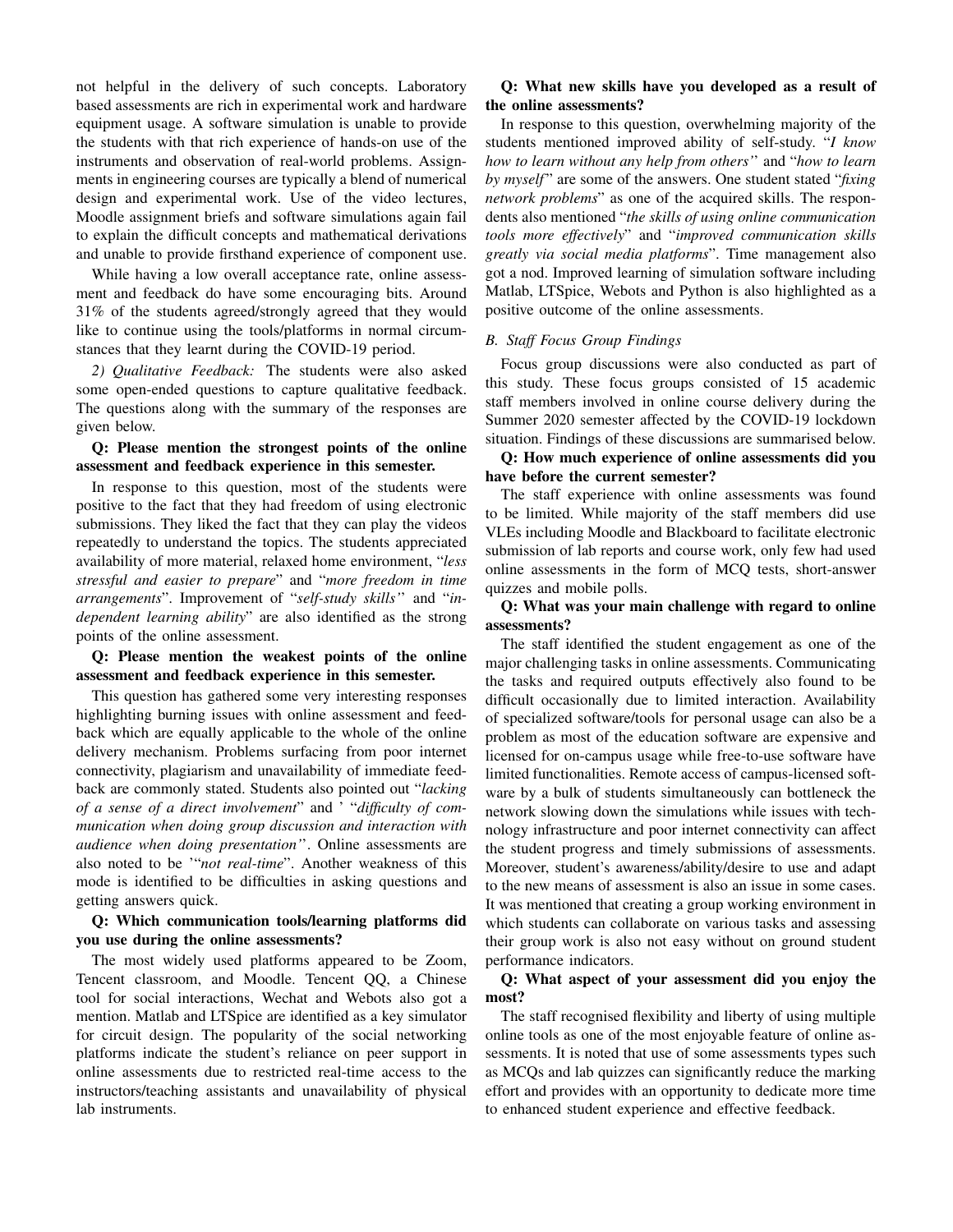not helpful in the delivery of such concepts. Laboratory based assessments are rich in experimental work and hardware equipment usage. A software simulation is unable to provide the students with that rich experience of hands-on use of the instruments and observation of real-world problems. Assignments in engineering courses are typically a blend of numerical design and experimental work. Use of the video lectures, Moodle assignment briefs and software simulations again fail to explain the difficult concepts and mathematical derivations and unable to provide firsthand experience of component use.

While having a low overall acceptance rate, online assessment and feedback do have some encouraging bits. Around 31% of the students agreed/strongly agreed that they would like to continue using the tools/platforms in normal circumstances that they learnt during the COVID-19 period.

*2) Qualitative Feedback:* The students were also asked some open-ended questions to capture qualitative feedback. The questions along with the summary of the responses are given below.

**Q: Please mention the strongest points of the online assessment and feedback experience in this semester.**

In response to this question, most of the students were positive to the fact that they had freedom of using electronic submissions. They liked the fact that they can play the videos repeatedly to understand the topics. The students appreciated availability of more material, relaxed home environment, "*less stressful and easier to prepare*" and "*more freedom in time arrangements*". Improvement of "*self-study skills"* and "*independent learning ability*" are also identified as the strong points of the online assessment.

**Q: Please mention the weakest points of the online assessment and feedback experience in this semester.**

This question has gathered some very interesting responses highlighting burning issues with online assessment and feedback which are equally applicable to the whole of the online delivery mechanism. Problems surfacing from poor internet connectivity, plagiarism and unavailability of immediate feedback are commonly stated. Students also pointed out "*lacking of a sense of a direct involvement*" and ' "*difficulty of communication when doing group discussion and interaction with audience when doing presentation"*. Online assessments are also noted to be '"*not real-time*". Another weakness of this mode is identified to be difficulties in asking questions and getting answers quick.

**Q: Which communication tools/learning platforms did you use during the online assessments?**

The most widely used platforms appeared to be Zoom, Tencent classroom, and Moodle. Tencent QQ, a Chinese tool for social interactions, Wechat and Webots also got a mention. Matlab and LTSpice are identified as a key simulator for circuit design. The popularity of the social networking platforms indicate the student's reliance on peer support in online assessments due to restricted real-time access to the instructors/teaching assistants and unavailability of physical lab instruments.

**Q: What new skills have you developed as a result of the online assessments?**

In response to this question, overwhelming majority of the students mentioned improved ability of self-study. "*I know how to learn without any help from others"* and "*how to learn by myself*" are some of the answers. One student stated "*fixing network problems*" as one of the acquired skills. The respondents also mentioned "*the skills of using online communication tools more effectively*" and "*improved communication skills greatly via social media platforms*". Time management also got a nod. Improved learning of simulation software including Matlab, LTSpice, Webots and Python is also highlighted as a positive outcome of the online assessments.

### *B. Staff Focus Group Findings*

Focus group discussions were also conducted as part of this study. These focus groups consisted of 15 academic staff members involved in online course delivery during the Summer 2020 semester affected by the COVID-19 lockdown situation. Findings of these discussions are summarised below.

**Q: How much experience of online assessments did you have before the current semester?**

The staff experience with online assessments was found to be limited. While majority of the staff members did use VLEs including Moodle and Blackboard to facilitate electronic submission of lab reports and course work, only few had used online assessments in the form of MCQ tests, short-answer quizzes and mobile polls.

**Q: What was your main challenge with regard to online assessments?**

The staff identified the student engagement as one of the major challenging tasks in online assessments. Communicating the tasks and required outputs effectively also found to be difficult occasionally due to limited interaction. Availability of specialized software/tools for personal usage can also be a problem as most of the education software are expensive and licensed for on-campus usage while free-to-use software have limited functionalities. Remote access of campus-licensed software by a bulk of students simultaneously can bottleneck the network slowing down the simulations while issues with technology infrastructure and poor internet connectivity can affect the student progress and timely submissions of assessments. Moreover, student's awareness/ability/desire to use and adapt to the new means of assessment is also an issue in some cases. It was mentioned that creating a group working environment in which students can collaborate on various tasks and assessing their group work is also not easy without on ground student performance indicators.

**Q: What aspect of your assessment did you enjoy the most?**

The staff recognised flexibility and liberty of using multiple online tools as one of the most enjoyable feature of online assessments. It is noted that use of some assessments types such as MCQs and lab quizzes can significantly reduce the marking effort and provides with an opportunity to dedicate more time to enhanced student experience and effective feedback.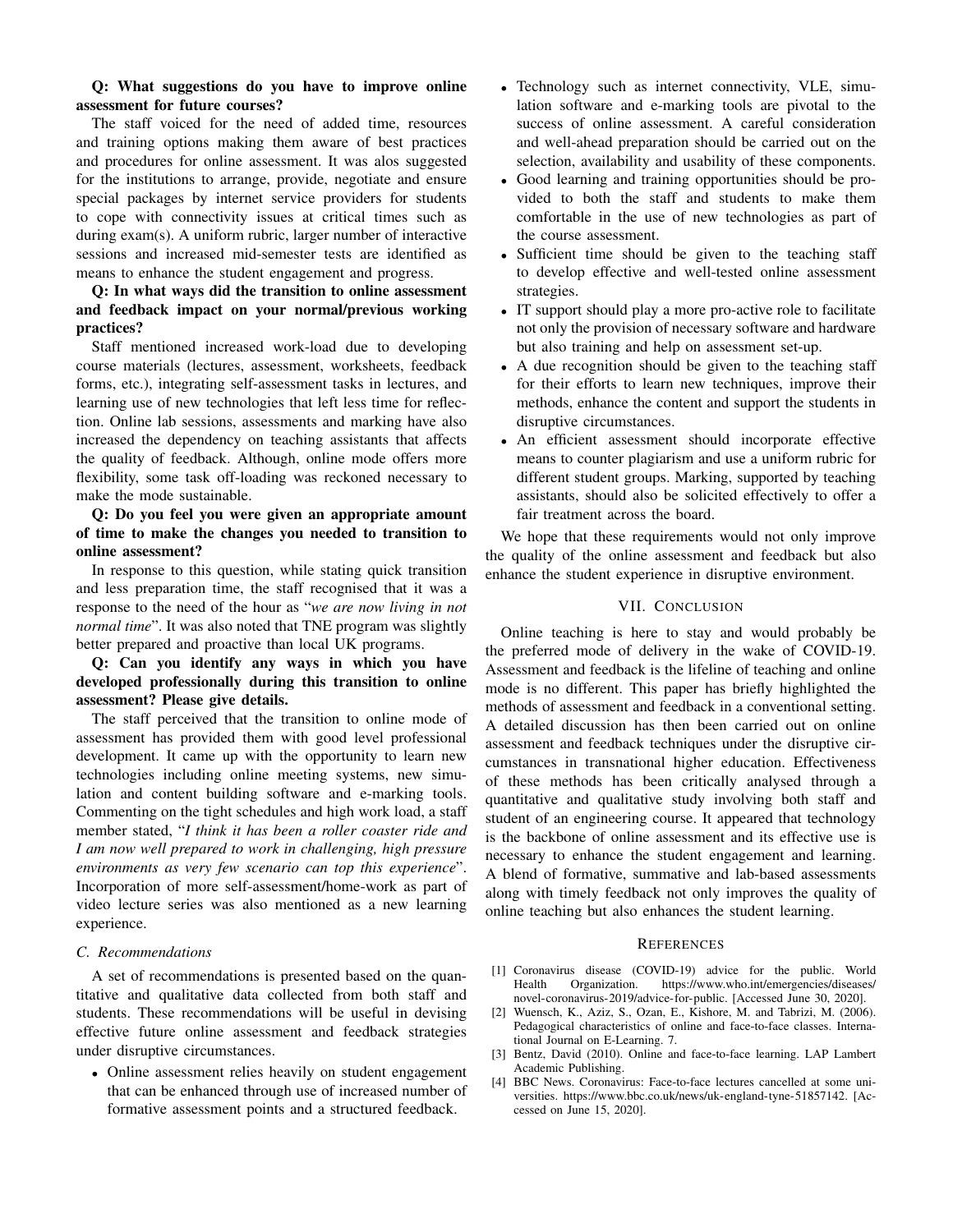**Q: What suggestions do you have to improve online assessment for future courses?**

The staff voiced for the need of added time, resources and training options making them aware of best practices and procedures for online assessment. It was alos suggested for the institutions to arrange, provide, negotiate and ensure special packages by internet service providers for students to cope with connectivity issues at critical times such as during exam(s). A uniform rubric, larger number of interactive sessions and increased mid-semester tests are identified as means to enhance the student engagement and progress.

**Q: In what ways did the transition to online assessment and feedback impact on your normal/previous working practices?**

Staff mentioned increased work-load due to developing course materials (lectures, assessment, worksheets, feedback forms, etc.), integrating self-assessment tasks in lectures, and learning use of new technologies that left less time for reflection. Online lab sessions, assessments and marking have also increased the dependency on teaching assistants that affects the quality of feedback. Although, online mode offers more flexibility, some task off-loading was reckoned necessary to make the mode sustainable.

**Q: Do you feel you were given an appropriate amount of time to make the changes you needed to transition to online assessment?**

In response to this question, while stating quick transition and less preparation time, the staff recognised that it was a response to the need of the hour as "*we are now living in not normal time*". It was also noted that TNE program was slightly better prepared and proactive than local UK programs.

**Q: Can you identify any ways in which you have developed professionally during this transition to online assessment? Please give details.**

The staff perceived that the transition to online mode of assessment has provided them with good level professional development. It came up with the opportunity to learn new technologies including online meeting systems, new simulation and content building software and e-marking tools. Commenting on the tight schedules and high work load, a staff member stated, "*I think it has been a roller coaster ride and I am now well prepared to work in challenging, high pressure environments as very few scenario can top this experience*". Incorporation of more self-assessment/home-work as part of video lecture series was also mentioned as a new learning experience.

### C. Recommendations

A set of recommendations is presented based on the quantitative and qualitative data collected from both staff and students. These recommendations will be useful in devising effective future online assessment and feedback strategies under disruptive circumstances.

- Online assessment relies heavily on student engagement that can be enhanced through use of increased number of formative assessment points and a structured feedback.
- Technology such as internet connectivity, VLE, simulation software and e-marking tools are pivotal to the success of online assessment. A careful consideration and well-ahead preparation should be carried out on the selection, availability and usability of these components.
- Good learning and training opportunities should be provided to both the staff and students to make them comfortable in the use of new technologies as part of the course assessment.
- Sufficient time should be given to the teaching staff to develop effective and well-tested online assessment strategies.
- IT support should play a more pro-active role to facilitate not only the provision of necessary software and hardware but also training and help on assessment set-up.
- A due recognition should be given to the teaching staff for their efforts to learn new techniques, improve their methods, enhance the content and support the students in disruptive circumstances.
- An efficient assessment should incorporate effective means to counter plagiarism and use a uniform rubric for different student groups. Marking, supported by teaching assistants, should also be solicited effectively to offer a fair treatment across the board.

We hope that these requirements would not only improve the quality of the online assessment and feedback but also enhance the student experience in disruptive environment.

## VII. Conclusion

Online teaching is here to stay and would probably be the preferred mode of delivery in the wake of COVID-19. Assessment and feedback is the lifeline of teaching and online mode is no different. This paper has briefly highlighted the methods of assessment and feedback in a conventional setting. A detailed discussion has then been carried out on online assessment and feedback techniques under the disruptive circumstances in transnational higher education. Effectiveness of these methods has been critically analysed through a quantitative and qualitative study involving both staff and student of an engineering course. It appeared that technology is the backbone of online assessment and its effective use is necessary to enhance the student engagement and learning. A blend of formative, summative and lab-based assessments along with timely feedback not only improves the quality of online teaching but also enhances the student learning.

## References

[1] Coronavirus disease (COVID-19) advice for the public. World Health Organization. https://www.who.int/emergencies/diseases/novel-coronavirus-2019/advice-for-public. [Accessed June 30, 2020].

[2] Wuensch, K., Aziz, S., Ozan, E., Kishore, M. and Tabrizi, M. (2006). Pedagogical characteristics of online and face-to-face classes. International Journal on E-Learning. 7.

[3] Bentz, David (2010). Online and face-to-face learning. LAP Lambert Academic Publishing.

[4] BBC News. Coronavirus: Face-to-face lectures cancelled at some universities. https://www.bbc.co.uk/news/uk-england-tyne-51857142. [Accessed on June 15, 2020].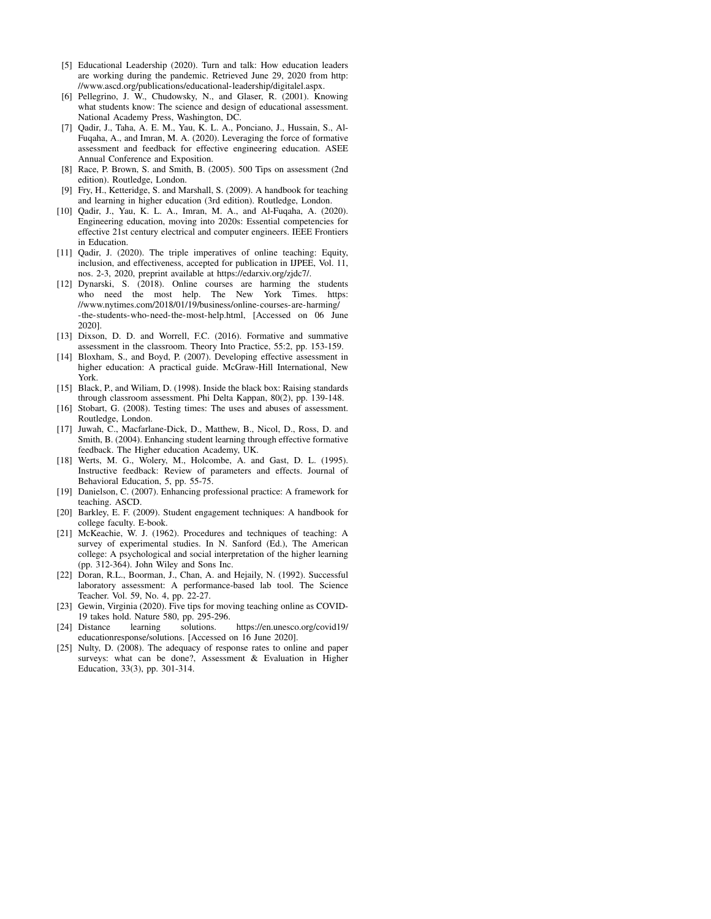[5] Educational Leadership (2020). Turn and talk: How education leaders are working during the pandemic. Retrieved June 29, 2020 from http://www.ascd.org/publications/educational-leadership/digitalel.aspx.

[6] Pellegrino, J. W., Chudowsky, N., and Glaser, R. (2001). Knowing what students know: The science and design of educational assessment. National Academy Press, Washington, DC.

[7] Qadir, J., Taha, A. E. M., Yau, K. L. A., Ponciano, J., Hussain, S., Al-Fuqaha, A., and Imran, M. A. (2020). Leveraging the force of formative assessment and feedback for effective engineering education. ASEE Annual Conference and Exposition.

[8] Race, P. Brown, S. and Smith, B. (2005). 500 Tips on assessment (2nd edition). Routledge, London.

[9] Fry, H., Ketteridge, S. and Marshall, S. (2009). A handbook for teaching and learning in higher education (3rd edition). Routledge, London.

[10] Qadir, J., Yau, K. L. A., Imran, M. A., and Al-Fuqaha, A. (2020). Engineering education, moving into 2020s: Essential competencies for effective 21st century electrical and computer engineers. IEEE Frontiers in Education.

[11] Qadir, J. (2020). The triple imperatives of online teaching: Equity, inclusion, and effectiveness, accepted for publication in IJPEE, Vol. 11, nos. 2-3, 2020, preprint available at https://edarxiv.org/zjdc7/.

[12] Dynarski, S. (2018). Online courses are harming the students who need the most help. The New York Times. https://www.nytimes.com/2018/01/19/business/online-courses-are-harming/-the-students-who-need-the-most-help.html, [Accessed on 06 June 2020].

[13] Dixson, D. D. and Worrell, F.C. (2016). Formative and summative assessment in the classroom. Theory Into Practice, 55:2, pp. 153-159.

[14] Bloxham, S., and Boyd, P. (2007). Developing effective assessment in higher education: A practical guide. McGraw-Hill International, New York.

[15] Black, P., and Wiliam, D. (1998). Inside the black box: Raising standards through classroom assessment. Phi Delta Kappan, 80(2), pp. 139-148.

[16] Stobart, G. (2008). Testing times: The uses and abuses of assessment. Routledge, London.

[17] Juwah, C., Macfarlane-Dick, D., Matthew, B., Nicol, D., Ross, D. and Smith, B. (2004). Enhancing student learning through effective formative feedback. The Higher education Academy, UK.

[18] Werts, M. G., Wolery, M., Holcombe, A. and Gast, D. L. (1995). Instructive feedback: Review of parameters and effects. Journal of Behavioral Education, 5, pp. 55-75.

[19] Danielson, C. (2007). Enhancing professional practice: A framework for teaching. ASCD.

[20] Barkley, E. F. (2009). Student engagement techniques: A handbook for college faculty. E-book.

[21] McKeachie, W. J. (1962). Procedures and techniques of teaching: A survey of experimental studies. In N. Sanford (Ed.), The American college: A psychological and social interpretation of the higher learning (pp. 312-364). John Wiley and Sons Inc.

[22] Doran, R.L., Boorman, J., Chan, A. and Hejaily, N. (1992). Successful laboratory assessment: A performance-based lab tool. The Science Teacher. Vol. 59, No. 4, pp. 22-27.

[23] Gewin, Virginia (2020). Five tips for moving teaching online as COVID-19 takes hold. Nature 580, pp. 295-296.

[24] Distance learning solutions. https://en.unesco.org/covid19/educationresponse/solutions. [Accessed on 16 June 2020].

[25] Nulty, D. (2008). The adequacy of response rates to online and paper surveys: what can be done?, Assessment & Evaluation in Higher Education, 33(3), pp. 301-314.